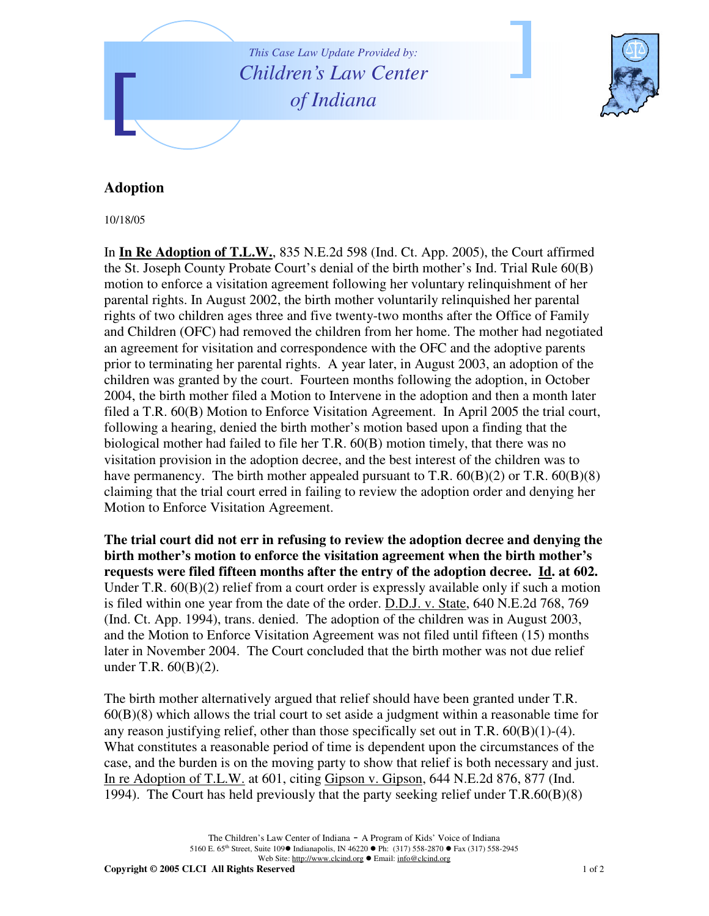*This Case Law Update Provided by:*

*Children's Law Center of Indiana*

## Adoption

10/18/05

In **In Re Adoption of T.L.W.**, 835 N.E.2d 598 (Ind. Ct. App. 2005), the Court affirmed the St. Joseph County Probate Court's denial of the birth mother's Ind. Trial Rule 60(B) motion to enforce a visitation agreement following her voluntary relinquishment of her parental rights. In August 2002, the birth mother voluntarily relinquished her parental rights of two children ages three and five twenty-two months after the Office of Family and Children (OFC) had removed the children from her home. The mother had negotiated an agreement for visitation and correspondence with the OFC and the adoptive parents prior to terminating her parental rights. A year later, in August 2003, an adoption of the children was granted by the court. Fourteen months following the adoption, in October 2004, the birth mother filed a Motion to Intervene in the adoption and then a month later filed a T.R. 60(B) Motion to Enforce Visitation Agreement. In April 2005 the trial court, following a hearing, denied the birth mother's motion based upon a finding that the biological mother had failed to file her T.R. 60(B) motion timely, that there was no visitation provision in the adoption decree, and the best interest of the children was to have permanency. The birth mother appealed pursuant to T.R. 60(B)(2) or T.R. 60(B)(8) claiming that the trial court erred in failing to review the adoption order and denying her Motion to Enforce Visitation Agreement.

**The trial court did not err in refusing to review the adoption decree and denying the birth mother's motion to enforce the visitation agreement when the birth mother's requests were filed fifteen months after the entry of the adoption decree. Id. at 602.** Under T.R. 60(B)(2) relief from a court order is expressly available only if such a motion is filed within one year from the date of the order. D.D.J. v. State, 640 N.E.2d 768, 769 (Ind. Ct. App. 1994), trans. denied. The adoption of the children was in August 2003, and the Motion to Enforce Visitation Agreement was not filed until fifteen (15) months later in November 2004. The Court concluded that the birth mother was not due relief under T.R. 60(B)(2).

The birth mother alternatively argued that relief should have been granted under T.R. 60(B)(8) which allows the trial court to set aside a judgment within a reasonable time for any reason justifying relief, other than those specifically set out in T.R. 60(B)(1)-(4). What constitutes a reasonable period of time is dependent upon the circumstances of the case, and the burden is on the moving party to show that relief is both necessary and just. In re Adoption of T.L.W. at 601, citing Gipson v. Gipson, 644 N.E.2d 876, 877 (Ind. 1994). The Court has held previously that the party seeking relief under T.R.60(B)(8)

The Children's Law Center of Indiana - A Program of Kids' Voice of Indiana
5160 E. 65th Street, Suite 109 ● Indianapolis, IN 46220 ● Ph: (317) 558-2870 ● Fax (317) 558-2945
Web Site: http://www.clcind.org ● Email: info@clcind.org
**Copyright © 2005 CLCI All Rights Reserved**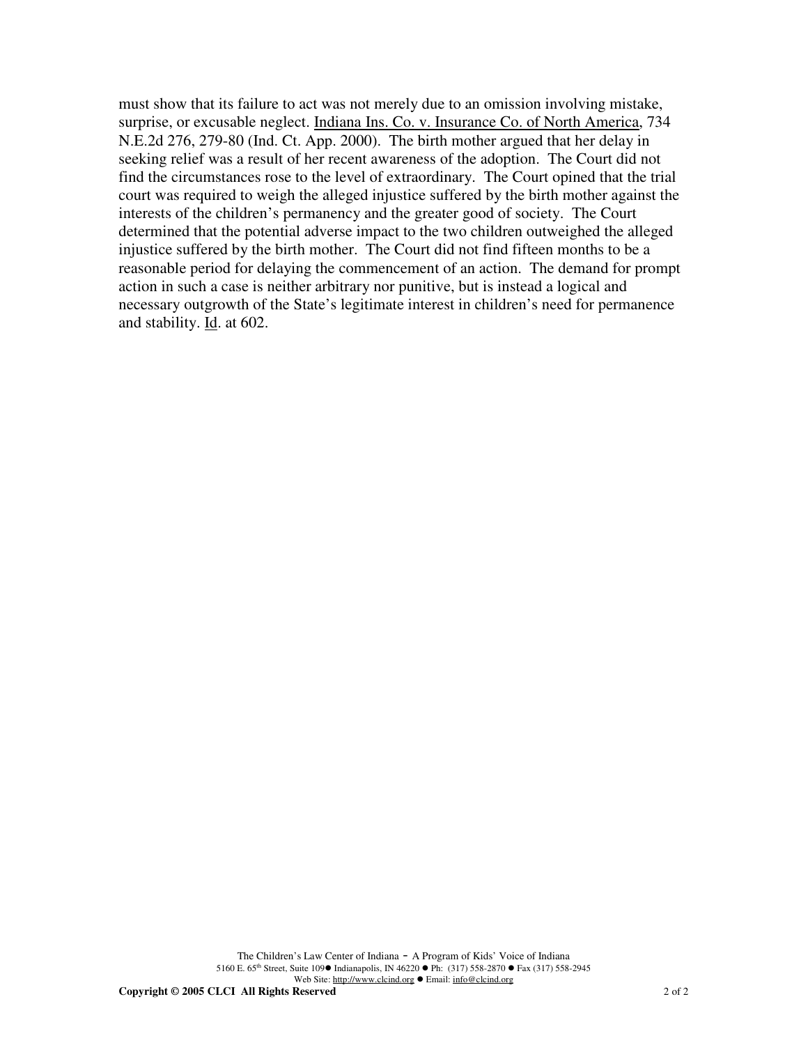must show that its failure to act was not merely due to an omission involving mistake, surprise, or excusable neglect. Indiana Ins. Co. v. Insurance Co. of North America, 734 N.E.2d 276, 279-80 (Ind. Ct. App. 2000). The birth mother argued that her delay in seeking relief was a result of her recent awareness of the adoption. The Court did not find the circumstances rose to the level of extraordinary. The Court opined that the trial court was required to weigh the alleged injustice suffered by the birth mother against the interests of the children's permanency and the greater good of society. The Court determined that the potential adverse impact to the two children outweighed the alleged injustice suffered by the birth mother. The Court did not find fifteen months to be a reasonable period for delaying the commencement of an action. The demand for prompt action in such a case is neither arbitrary nor punitive, but is instead a logical and necessary outgrowth of the State's legitimate interest in children's need for permanence and stability. Id. at 602.